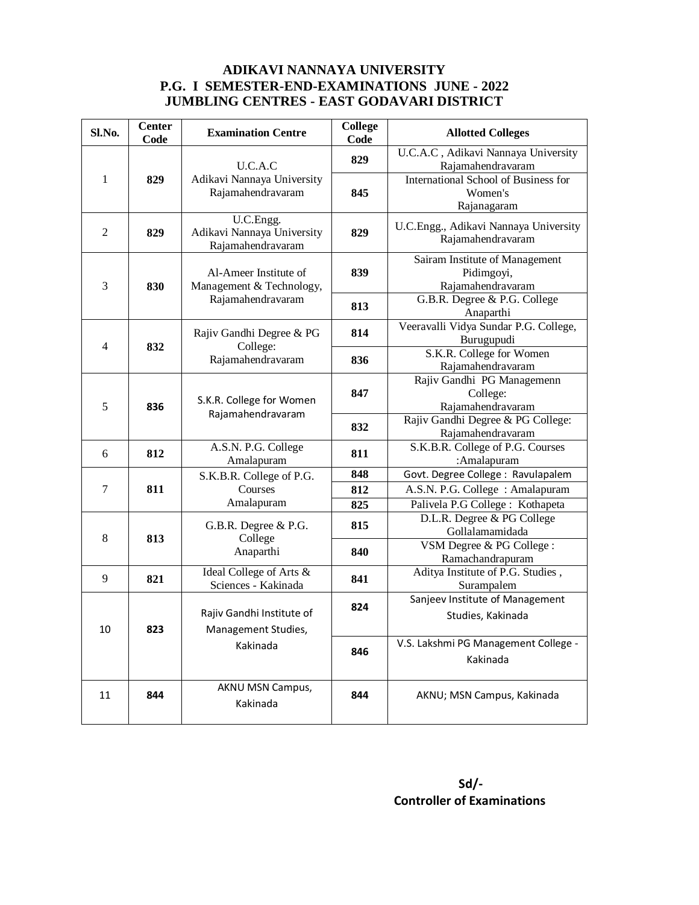# ADIKAVI NANNAYA UNIVERSITY
## P.G. I SEMESTER-END-EXAMINATIONS JUNE - 2022
## JUMBLING CENTRES - EAST GODAVARI DISTRICT

| Sl.No. | Center Code | Examination Centre | College Code | Allotted Colleges |
|---|---|---|---|---|
| 1 | **829** | U.C.A.C Adikavi Nannaya University Rajamahendravaram | **829** | U.C.A.C , Adikavi Nannaya University Rajamahendravaram |
| | | | **845** | International School of Business for Women's Rajanagaram |
| 2 | **829** | U.C.Engg. Adikavi Nannaya University Rajamahendravaram | **829** | U.C.Engg., Adikavi Nannaya University Rajamahendravaram |
| 3 | **830** | Al-Ameer Institute of Management & Technology, Rajamahendravaram | **839** | Sairam Institute of Management Pidimgoyi, Rajamahendravaram |
| | | | **813** | G.B.R. Degree & P.G. College Anaparthi |
| 4 | **832** | Rajiv Gandhi Degree & PG College: Rajamahendravaram | **814** | Veeravalli Vidya Sundar P.G. College, Burugupudi |
| | | | **836** | S.K.R. College for Women Rajamahendravaram |
| 5 | **836** | S.K.R. College for Women Rajamahendravaram | **847** | Rajiv Gandhi PG Managemenn College: Rajamahendravaram |
| | | | **832** | Rajiv Gandhi Degree & PG College: Rajamahendravaram |
| 6 | **812** | A.S.N. P.G. College Amalapuram | **811** | S.K.B.R. College of P.G. Courses :Amalapuram |
| 7 | **811** | S.K.B.R. College of P.G. Courses Amalapuram | **848** | Govt. Degree College : Ravulapalem |
| | | | **812** | A.S.N. P.G. College : Amalapuram |
| | | | **825** | Palivela P.G College : Kothapeta |
| 8 | **813** | G.B.R. Degree & P.G. College Anaparthi | **815** | D.L.R. Degree & PG College Gollalamamidada |
| | | | **840** | VSM Degree & PG College : Ramachandrapuram |
| 9 | **821** | Ideal College of Arts & Sciences - Kakinada | **841** | Aditya Institute of P.G. Studies , Surampalem |
| 10 | **823** | Rajiv Gandhi Institute of Management Studies, Kakinada | **824** | Sanjeev Institute of Management Studies, Kakinada |
| | | | **846** | V.S. Lakshmi PG Management College - Kakinada |
| 11 | **844** | AKNU MSN Campus, Kakinada | **844** | AKNU; MSN Campus, Kakinada |

**Sd/-**
**Controller of Examinations**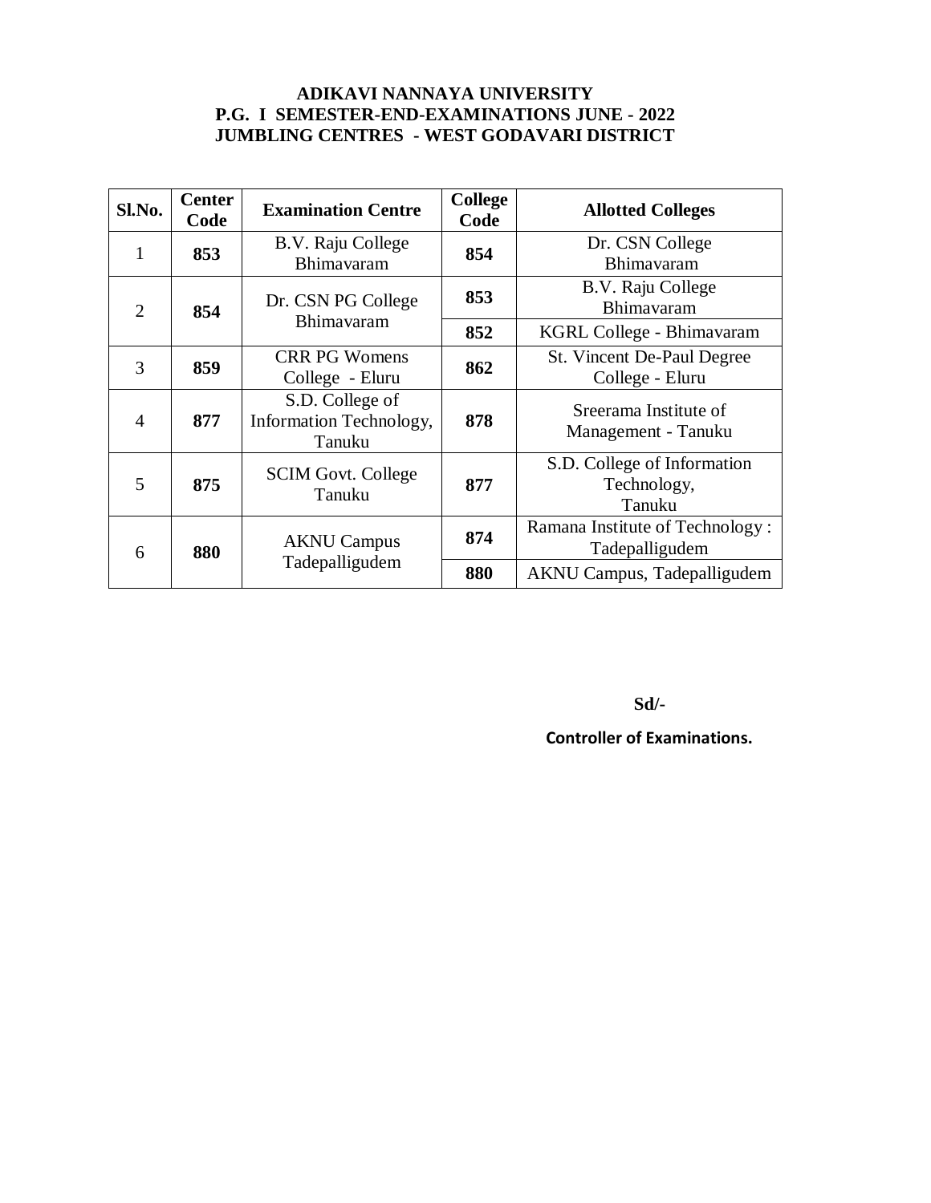**ADIKAVI NANNAYA UNIVERSITY**
**P.G. I SEMESTER-END-EXAMINATIONS JUNE - 2022**
**JUMBLING CENTRES - WEST GODAVARI DISTRICT**

| Sl.No. | Center Code | Examination Centre | College Code | Allotted Colleges |
|---|---|---|---|---|
| 1 | **853** | B.V. Raju College Bhimavaram | **854** | Dr. CSN College Bhimavaram |
| 2 | **854** | Dr. CSN PG College Bhimavaram | **853** | B.V. Raju College Bhimavaram |
| | | | **852** | KGRL College - Bhimavaram |
| 3 | **859** | CRR PG Womens College - Eluru | **862** | St. Vincent De-Paul Degree College - Eluru |
| 4 | **877** | S.D. College of Information Technology, Tanuku | **878** | Sreerama Institute of Management - Tanuku |
| 5 | **875** | SCIM Govt. College Tanuku | **877** | S.D. College of Information Technology, Tanuku |
| 6 | **880** | AKNU Campus Tadepalligudem | **874** | Ramana Institute of Technology : Tadepalligudem |
| | | | **880** | AKNU Campus, Tadepalligudem |

**Sd/-**

**Controller of Examinations.**